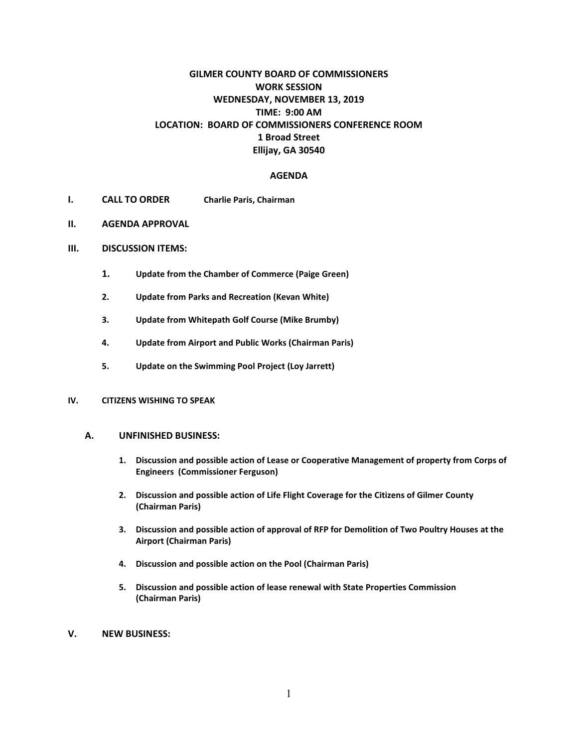# GILMER COUNTY BOARD OF COMMISSIONERS
## WORK SESSION
## WEDNESDAY, NOVEMBER 13, 2019
## TIME: 9:00 AM
## LOCATION: BOARD OF COMMISSIONERS CONFERENCE ROOM
## 1 Broad Street
## Ellijay, GA 30540

### AGENDA

**I. CALL TO ORDER** **Charlie Paris, Chairman**

**II. AGENDA APPROVAL**

**III. DISCUSSION ITEMS:**

1. **Update from the Chamber of Commerce (Paige Green)**
2. **Update from Parks and Recreation (Kevan White)**
3. **Update from Whitepath Golf Course (Mike Brumby)**
4. **Update from Airport and Public Works (Chairman Paris)**
5. **Update on the Swimming Pool Project (Loy Jarrett)**

**IV. CITIZENS WISHING TO SPEAK**

**A. UNFINISHED BUSINESS:**

1. **Discussion and possible action of Lease or Cooperative Management of property from Corps of Engineers (Commissioner Ferguson)**
2. **Discussion and possible action of Life Flight Coverage for the Citizens of Gilmer County (Chairman Paris)**
3. **Discussion and possible action of approval of RFP for Demolition of Two Poultry Houses at the Airport (Chairman Paris)**
4. **Discussion and possible action on the Pool (Chairman Paris)**
5. **Discussion and possible action of lease renewal with State Properties Commission (Chairman Paris)**

**V. NEW BUSINESS:**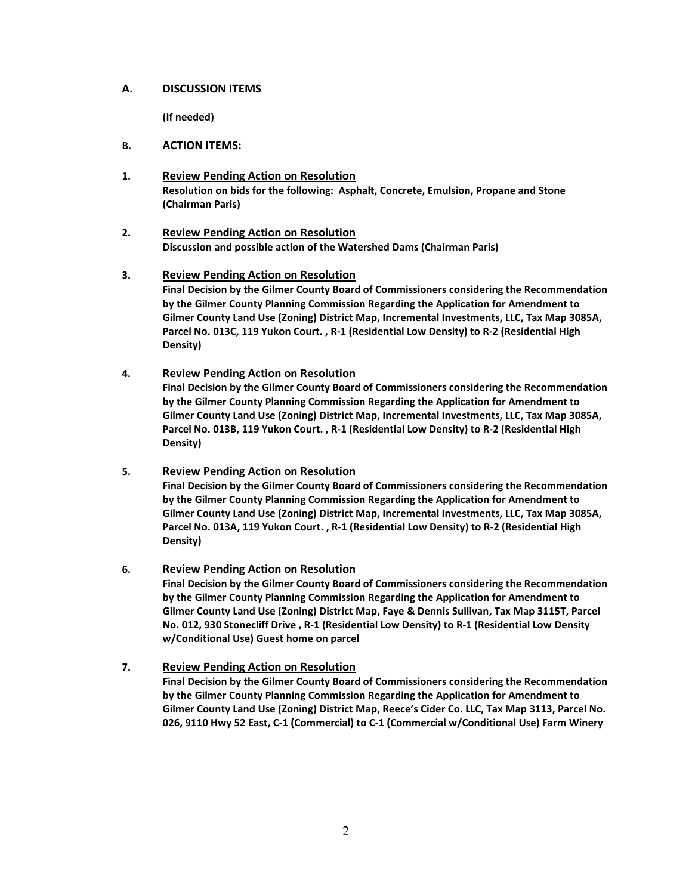## A. DISCUSSION ITEMS

**(If needed)**

## B. ACTION ITEMS:

1. **<u>Review Pending Action on Resolution</u>**
   **Resolution on bids for the following: Asphalt, Concrete, Emulsion, Propane and Stone (Chairman Paris)**

2. **<u>Review Pending Action on Resolution</u>**
   **Discussion and possible action of the Watershed Dams (Chairman Paris)**

3. **<u>Review Pending Action on Resolution</u>**
   **Final Decision by the Gilmer County Board of Commissioners considering the Recommendation by the Gilmer County Planning Commission Regarding the Application for Amendment to Gilmer County Land Use (Zoning) District Map, Incremental Investments, LLC, Tax Map 3085A, Parcel No. 013C, 119 Yukon Court. , R-1 (Residential Low Density) to R-2 (Residential High Density)**

4. **<u>Review Pending Action on Resolution</u>**
   **Final Decision by the Gilmer County Board of Commissioners considering the Recommendation by the Gilmer County Planning Commission Regarding the Application for Amendment to Gilmer County Land Use (Zoning) District Map, Incremental Investments, LLC, Tax Map 3085A, Parcel No. 013B, 119 Yukon Court. , R-1 (Residential Low Density) to R-2 (Residential High Density)**

5. **<u>Review Pending Action on Resolution</u>**
   **Final Decision by the Gilmer County Board of Commissioners considering the Recommendation by the Gilmer County Planning Commission Regarding the Application for Amendment to Gilmer County Land Use (Zoning) District Map, Incremental Investments, LLC, Tax Map 3085A, Parcel No. 013A, 119 Yukon Court. , R-1 (Residential Low Density) to R-2 (Residential High Density)**

6. **<u>Review Pending Action on Resolution</u>**
   **Final Decision by the Gilmer County Board of Commissioners considering the Recommendation by the Gilmer County Planning Commission Regarding the Application for Amendment to Gilmer County Land Use (Zoning) District Map, Faye & Dennis Sullivan, Tax Map 3115T, Parcel No. 012, 930 Stonecliff Drive , R-1 (Residential Low Density) to R-1 (Residential Low Density w/Conditional Use) Guest home on parcel**

7. **<u>Review Pending Action on Resolution</u>**
   **Final Decision by the Gilmer County Board of Commissioners considering the Recommendation by the Gilmer County Planning Commission Regarding the Application for Amendment to Gilmer County Land Use (Zoning) District Map, Reece's Cider Co. LLC, Tax Map 3113, Parcel No. 026, 9110 Hwy 52 East, C-1 (Commercial) to C-1 (Commercial w/Conditional Use) Farm Winery**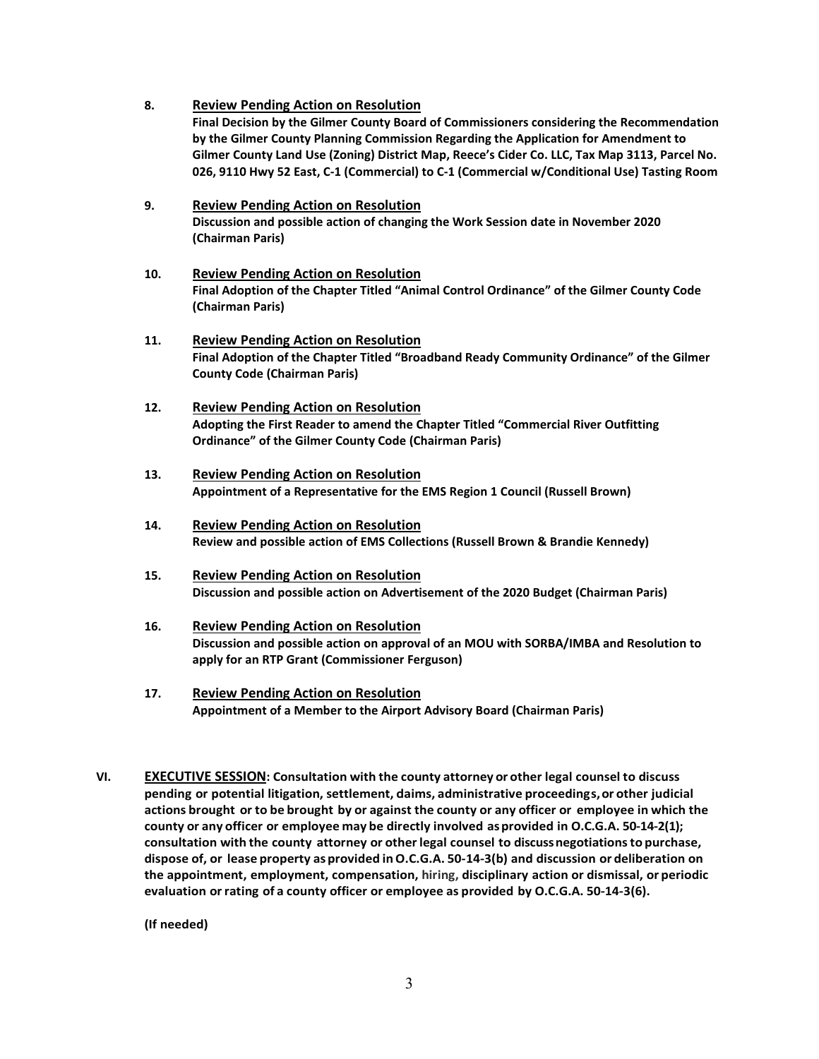8. **Review Pending Action on Resolution**

   **Final Decision by the Gilmer County Board of Commissioners considering the Recommendation by the Gilmer County Planning Commission Regarding the Application for Amendment to Gilmer County Land Use (Zoning) District Map, Reece's Cider Co. LLC, Tax Map 3113, Parcel No. 026, 9110 Hwy 52 East, C-1 (Commercial) to C-1 (Commercial w/Conditional Use) Tasting Room**

9. **Review Pending Action on Resolution**

   **Discussion and possible action of changing the Work Session date in November 2020 (Chairman Paris)**

10. **Review Pending Action on Resolution**

    **Final Adoption of the Chapter Titled "Animal Control Ordinance" of the Gilmer County Code (Chairman Paris)**

11. **Review Pending Action on Resolution**

    **Final Adoption of the Chapter Titled "Broadband Ready Community Ordinance" of the Gilmer County Code (Chairman Paris)**

12. **Review Pending Action on Resolution**

    **Adopting the First Reader to amend the Chapter Titled "Commercial River Outfitting Ordinance" of the Gilmer County Code (Chairman Paris)**

13. **Review Pending Action on Resolution**

    **Appointment of a Representative for the EMS Region 1 Council (Russell Brown)**

14. **Review Pending Action on Resolution**

    **Review and possible action of EMS Collections (Russell Brown & Brandie Kennedy)**

15. **Review Pending Action on Resolution**

    **Discussion and possible action on Advertisement of the 2020 Budget (Chairman Paris)**

16. **Review Pending Action on Resolution**

    **Discussion and possible action on approval of an MOU with SORBA/IMBA and Resolution to apply for an RTP Grant (Commissioner Ferguson)**

17. **Review Pending Action on Resolution**

    **Appointment of a Member to the Airport Advisory Board (Chairman Paris)**

VI. **EXECUTIVE SESSION: Consultation with the county attorney or other legal counsel to discuss pending or potential litigation, settlement, daims, administrative proceedings, or other judicial actions brought or to be brought by or against the county or any officer or employee in which the county or any officer or employee may be directly involved as provided in O.C.G.A. 50-14-2(1); consultation with the county attorney or other legal counsel to discuss negotiations to purchase, dispose of, or lease property as provided in O.C.G.A. 50-14-3(b) and discussion or deliberation on the appointment, employment, compensation, hiring, disciplinary action or dismissal, or periodic evaluation or rating of a county officer or employee as provided by O.C.G.A. 50-14-3(6).**

**(If needed)**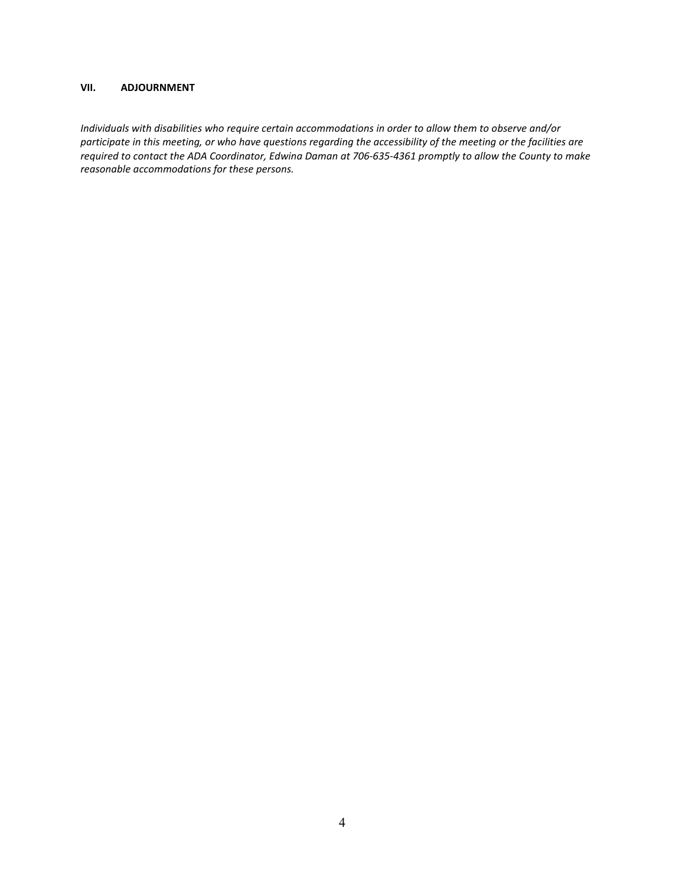## VII. ADJOURNMENT

*Individuals with disabilities who require certain accommodations in order to allow them to observe and/or participate in this meeting, or who have questions regarding the accessibility of the meeting or the facilities are required to contact the ADA Coordinator, Edwina Daman at 706-635-4361 promptly to allow the County to make reasonable accommodations for these persons.*